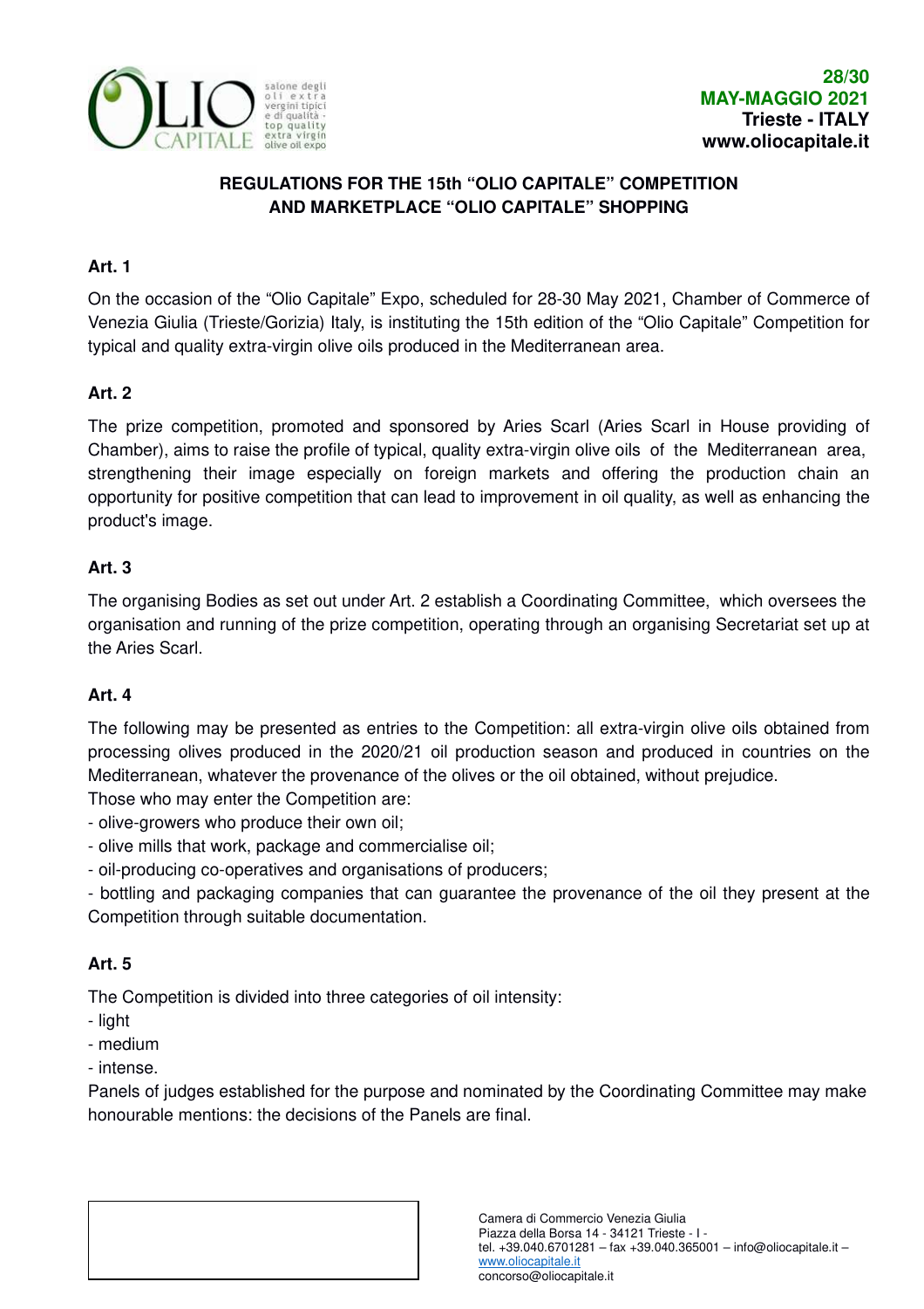28/30
**MAY-MAGGIO 2021**
**Trieste - ITALY**
**www.oliocapitale.it**

## REGULATIONS FOR THE 15th "OLIO CAPITALE" COMPETITION AND MARKETPLACE "OLIO CAPITALE" SHOPPING

### Art. 1

On the occasion of the "Olio Capitale" Expo, scheduled for 28-30 May 2021, Chamber of Commerce of Venezia Giulia (Trieste/Gorizia) Italy, is instituting the 15th edition of the "Olio Capitale" Competition for typical and quality extra-virgin olive oils produced in the Mediterranean area.

### Art. 2

The prize competition, promoted and sponsored by Aries Scarl (Aries Scarl in House providing of Chamber), aims to raise the profile of typical, quality extra-virgin olive oils of the Mediterranean area, strengthening their image especially on foreign markets and offering the production chain an opportunity for positive competition that can lead to improvement in oil quality, as well as enhancing the product's image.

### Art. 3

The organising Bodies as set out under Art. 2 establish a Coordinating Committee, which oversees the organisation and running of the prize competition, operating through an organising Secretariat set up at the Aries Scarl.

### Art. 4

The following may be presented as entries to the Competition: all extra-virgin olive oils obtained from processing olives produced in the 2020/21 oil production season and produced in countries on the Mediterranean, whatever the provenance of the olives or the oil obtained, without prejudice.

Those who may enter the Competition are:

- olive-growers who produce their own oil;
- olive mills that work, package and commercialise oil;
- oil-producing co-operatives and organisations of producers;
- bottling and packaging companies that can guarantee the provenance of the oil they present at the Competition through suitable documentation.

### Art. 5

The Competition is divided into three categories of oil intensity:

- light
- medium
- intense.

Panels of judges established for the purpose and nominated by the Coordinating Committee may make honourable mentions: the decisions of the Panels are final.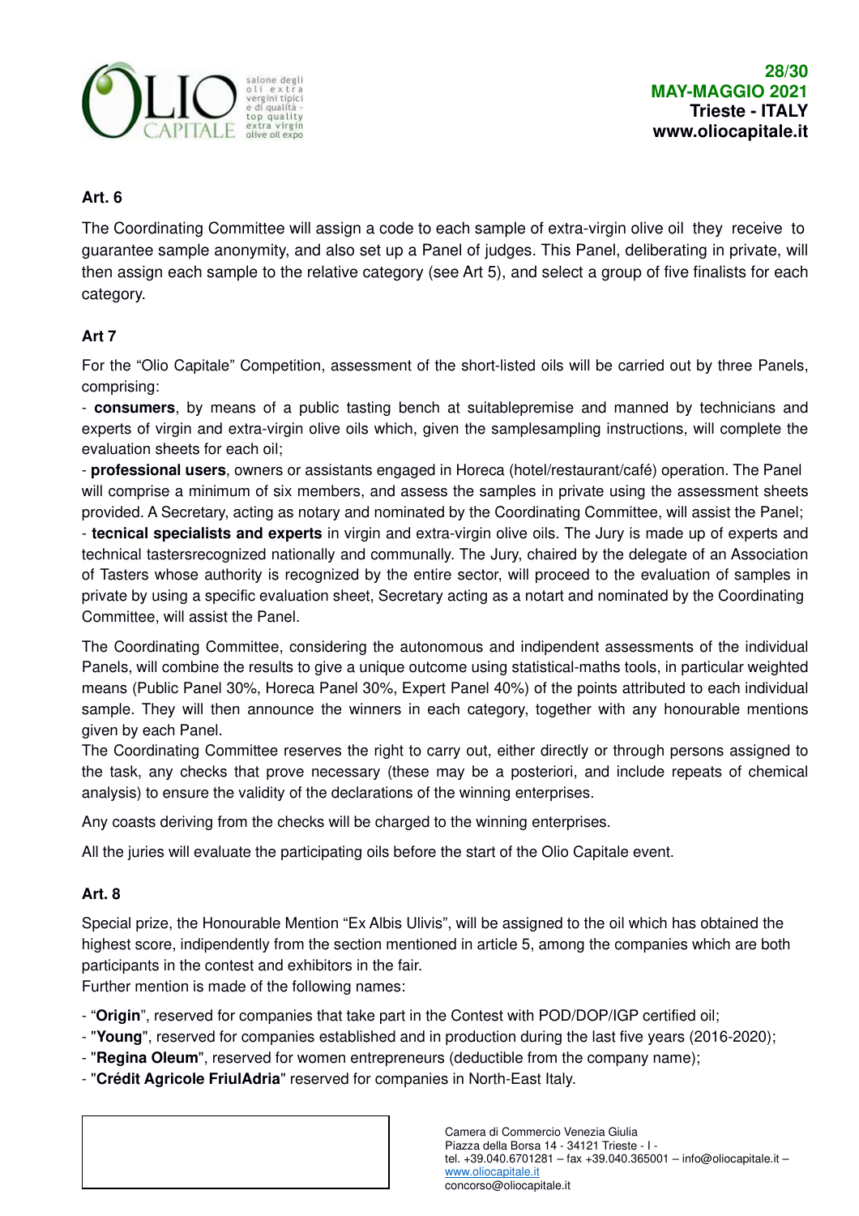## Art. 6

The Coordinating Committee will assign a code to each sample of extra-virgin olive oil they receive to guarantee sample anonymity, and also set up a Panel of judges. This Panel, deliberating in private, will then assign each sample to the relative category (see Art 5), and select a group of five finalists for each category.

## Art 7

For the "Olio Capitale" Competition, assessment of the short-listed oils will be carried out by three Panels, comprising:

- **consumers**, by means of a public tasting bench at suitablepremise and manned by technicians and experts of virgin and extra-virgin olive oils which, given the samplesampling instructions, will complete the evaluation sheets for each oil;
- **professional users**, owners or assistants engaged in Horeca (hotel/restaurant/café) operation. The Panel will comprise a minimum of six members, and assess the samples in private using the assessment sheets provided. A Secretary, acting as notary and nominated by the Coordinating Committee, will assist the Panel;
- **tecnical specialists and experts** in virgin and extra-virgin olive oils. The Jury is made up of experts and technical tastersrecognized nationally and communally. The Jury, chaired by the delegate of an Association of Tasters whose authority is recognized by the entire sector, will proceed to the evaluation of samples in private by using a specific evaluation sheet, Secretary acting as a notart and nominated by the Coordinating Committee, will assist the Panel.

The Coordinating Committee, considering the autonomous and indipendent assessments of the individual Panels, will combine the results to give a unique outcome using statistical-maths tools, in particular weighted means (Public Panel 30%, Horeca Panel 30%, Expert Panel 40%) of the points attributed to each individual sample. They will then announce the winners in each category, together with any honourable mentions given by each Panel.

The Coordinating Committee reserves the right to carry out, either directly or through persons assigned to the task, any checks that prove necessary (these may be a posteriori, and include repeats of chemical analysis) to ensure the validity of the declarations of the winning enterprises.

Any coasts deriving from the checks will be charged to the winning enterprises.

All the juries will evaluate the participating oils before the start of the Olio Capitale event.

## Art. 8

Special prize, the Honourable Mention "Ex Albis Ulivis", will be assigned to the oil which has obtained the highest score, indipendently from the section mentioned in article 5, among the companies which are both participants in the contest and exhibitors in the fair.

Further mention is made of the following names:

- "**Origin**", reserved for companies that take part in the Contest with POD/DOP/IGP certified oil;
- "**Young**", reserved for companies established and in production during the last five years (2016-2020);
- "**Regina Oleum**", reserved for women entrepreneurs (deductible from the company name);
- "**Crédit Agricole FriulAdria**" reserved for companies in North-East Italy.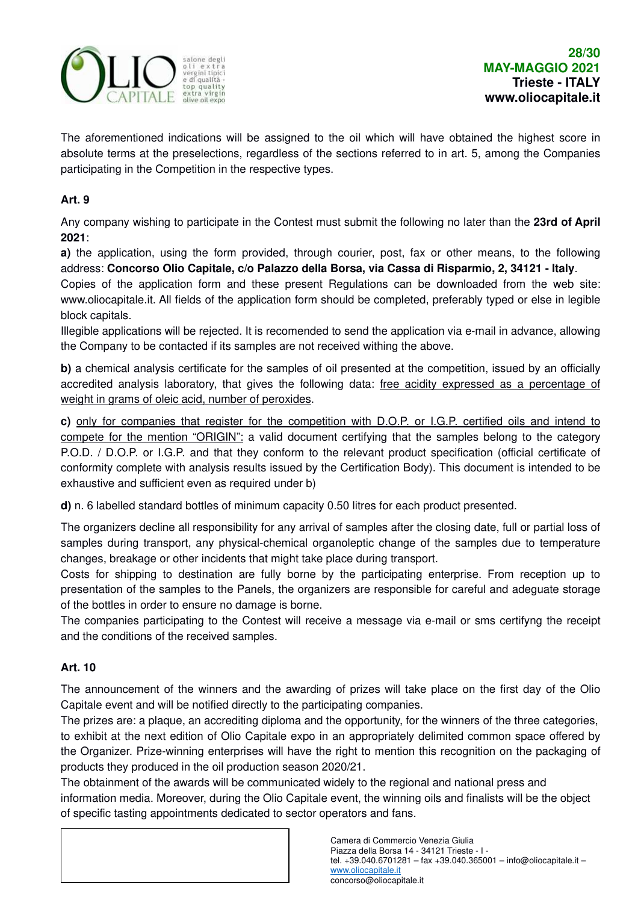The aforementioned indications will be assigned to the oil which will have obtained the highest score in absolute terms at the preselections, regardless of the sections referred to in art. 5, among the Companies participating in the Competition in the respective types.

### Art. 9

Any company wishing to participate in the Contest must submit the following no later than the **23rd of April 2021**:

**a)** the application, using the form provided, through courier, post, fax or other means, to the following address: **Concorso Olio Capitale, c/o Palazzo della Borsa, via Cassa di Risparmio, 2, 34121 - Italy**.

Copies of the application form and these present Regulations can be downloaded from the web site: www.oliocapitale.it. All fields of the application form should be completed, preferably typed or else in legible block capitals.

Illegible applications will be rejected. It is recomended to send the application via e-mail in advance, allowing the Company to be contacted if its samples are not received withing the above.

**b)** a chemical analysis certificate for the samples of oil presented at the competition, issued by an officially accredited analysis laboratory, that gives the following data: <u>free acidity expressed as a percentage of weight in grams of oleic acid, number of peroxides</u>.

**c)** <u>only for companies that register for the competition with D.O.P. or I.G.P. certified oils and intend to compete for the mention "ORIGIN":</u> a valid document certifying that the samples belong to the category P.O.D. / D.O.P. or I.G.P. and that they conform to the relevant product specification (official certificate of conformity complete with analysis results issued by the Certification Body). This document is intended to be exhaustive and sufficient even as required under b)

**d)** n. 6 labelled standard bottles of minimum capacity 0.50 litres for each product presented.

The organizers decline all responsibility for any arrival of samples after the closing date, full or partial loss of samples during transport, any physical-chemical organoleptic change of the samples due to temperature changes, breakage or other incidents that might take place during transport.

Costs for shipping to destination are fully borne by the participating enterprise. From reception up to presentation of the samples to the Panels, the organizers are responsible for careful and adeguate storage of the bottles in order to ensure no damage is borne.

The companies participating to the Contest will receive a message via e-mail or sms certifyng the receipt and the conditions of the received samples.

### Art. 10

The announcement of the winners and the awarding of prizes will take place on the first day of the Olio Capitale event and will be notified directly to the participating companies.

The prizes are: a plaque, an accrediting diploma and the opportunity, for the winners of the three categories, to exhibit at the next edition of Olio Capitale expo in an appropriately delimited common space offered by the Organizer. Prize-winning enterprises will have the right to mention this recognition on the packaging of products they produced in the oil production season 2020/21.

The obtainment of the awards will be communicated widely to the regional and national press and information media. Moreover, during the Olio Capitale event, the winning oils and finalists will be the object of specific tasting appointments dedicated to sector operators and fans.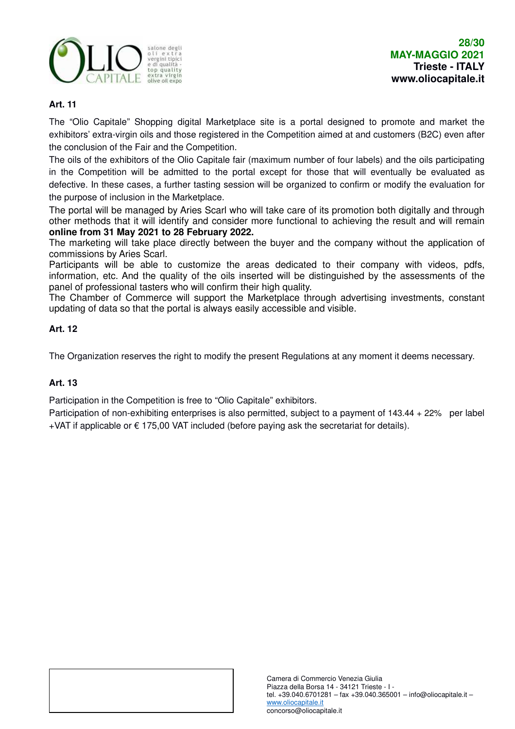**Art. 11**

The "Olio Capitale" Shopping digital Marketplace site is a portal designed to promote and market the exhibitors' extra-virgin oils and those registered in the Competition aimed at and customers (B2C) even after the conclusion of the Fair and the Competition.

The oils of the exhibitors of the Olio Capitale fair (maximum number of four labels) and the oils participating in the Competition will be admitted to the portal except for those that will eventually be evaluated as defective. In these cases, a further tasting session will be organized to confirm or modify the evaluation for the purpose of inclusion in the Marketplace.

The portal will be managed by Aries Scarl who will take care of its promotion both digitally and through other methods that it will identify and consider more functional to achieving the result and will remain **online from 31 May 2021 to 28 February 2022.**

The marketing will take place directly between the buyer and the company without the application of commissions by Aries Scarl.

Participants will be able to customize the areas dedicated to their company with videos, pdfs, information, etc. And the quality of the oils inserted will be distinguished by the assessments of the panel of professional tasters who will confirm their high quality.

The Chamber of Commerce will support the Marketplace through advertising investments, constant updating of data so that the portal is always easily accessible and visible.

**Art. 12**

The Organization reserves the right to modify the present Regulations at any moment it deems necessary.

**Art. 13**

Participation in the Competition is free to "Olio Capitale" exhibitors.

Participation of non-exhibiting enterprises is also permitted, subject to a payment of 143.44 + 22% per label +VAT if applicable or € 175,00 VAT included (before paying ask the secretariat for details).